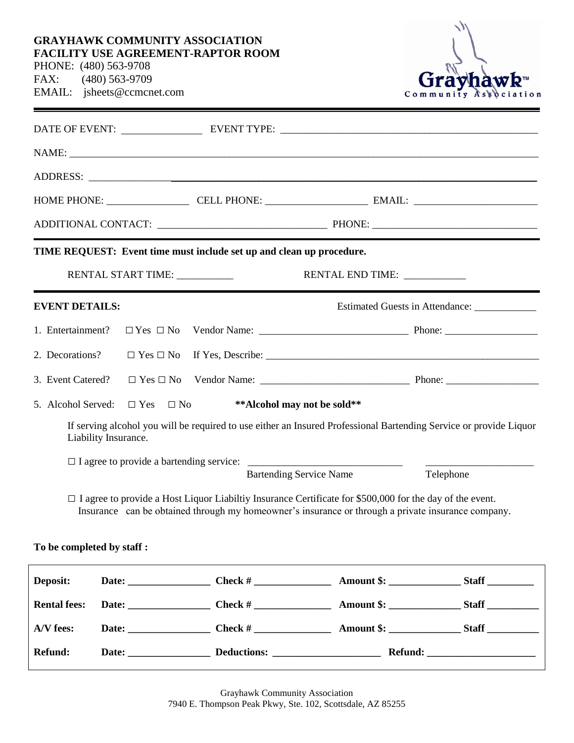**GRAYHAWK COMMUNITY ASSOCIATION**
**FACILITY USE AGREEMENT-RAPTOR ROOM**

PHONE: (480) 563-9708
FAX: (480) 563-9709
EMAIL: jsheets@ccmcnet.com

Grayhawk™ Community Association

---

DATE OF EVENT: _______________ EVENT TYPE: _______________________________________________

NAME: ________________________________________________________________________________

ADDRESS: _____________________________________________________________________________

HOME PHONE: _______________ CELL PHONE: __________________ EMAIL: _______________________

ADDITIONAL CONTACT: _______________________________ PHONE: ______________________________

---

**TIME REQUEST: Event time must include set up and clean up procedure.**

RENTAL START TIME: __________ RENTAL END TIME: ___________

---

**EVENT DETAILS:** Estimated Guests in Attendance: ____________

1. Entertainment? □ Yes □ No Vendor Name: ___________________________ Phone: _________________

2. Decorations? □ Yes □ No If Yes, Describe: ___________________________________________________

3. Event Catered? □ Yes □ No Vendor Name: ___________________________ Phone: _________________

5. Alcohol Served: □ Yes □ No **\*\*Alcohol may not be sold\*\***

If serving alcohol you will be required to use either an Insured Professional Bartending Service or provide Liquor Liability Insurance.

□ I agree to provide a bartending service: ____________________________ ____________________
Bartending Service Name Telephone

□ I agree to provide a Host Liquor Liabiltiy Insurance Certificate for $500,000 for the day of the event. Insurance can be obtained through my homeowner's insurance or through a private insurance company.

**To be completed by staff :**

| | | | | |
|---|---|---|---|---|
| **Deposit:** | **Date:** _______________ | **Check #** ______________ | **Amount $:** _____________ | **Staff** ________ |
| **Rental fees:** | **Date:** _______________ | **Check #** ______________ | **Amount $:** _____________ | **Staff** ________ |
| **A/V fees:** | **Date:** _______________ | **Check #** ______________ | **Amount $:** _____________ | **Staff** ________ |
| **Refund:** | **Date:** _______________ | **Deductions:** ___________________ | **Refund:** ___________________ | |

Grayhawk Community Association
7940 E. Thompson Peak Pkwy, Ste. 102, Scottsdale, AZ 85255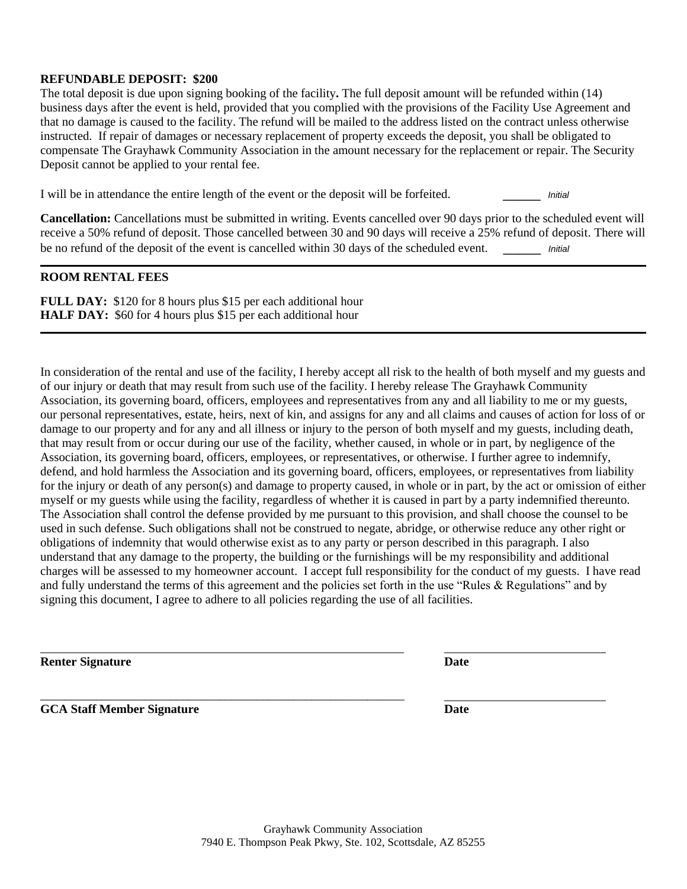**REFUNDABLE DEPOSIT: $200**

The total deposit is due upon signing booking of the facility**.** The full deposit amount will be refunded within (14) business days after the event is held, provided that you complied with the provisions of the Facility Use Agreement and that no damage is caused to the facility. The refund will be mailed to the address listed on the contract unless otherwise instructed. If repair of damages or necessary replacement of property exceeds the deposit, you shall be obligated to compensate The Grayhawk Community Association in the amount necessary for the replacement or repair. The Security Deposit cannot be applied to your rental fee.

I will be in attendance the entire length of the event or the deposit will be forfeited. ______ *Initial*

**Cancellation:** Cancellations must be submitted in writing. Events cancelled over 90 days prior to the scheduled event will receive a 50% refund of deposit. Those cancelled between 30 and 90 days will receive a 25% refund of deposit. There will be no refund of the deposit of the event is cancelled within 30 days of the scheduled event. ______ *Initial*

---

**ROOM RENTAL FEES**

**FULL DAY:** $120 for 8 hours plus $15 per each additional hour
**HALF DAY:** $60 for 4 hours plus $15 per each additional hour

---

In consideration of the rental and use of the facility, I hereby accept all risk to the health of both myself and my guests and of our injury or death that may result from such use of the facility. I hereby release The Grayhawk Community Association, its governing board, officers, employees and representatives from any and all liability to me or my guests, our personal representatives, estate, heirs, next of kin, and assigns for any and all claims and causes of action for loss of or damage to our property and for any and all illness or injury to the person of both myself and my guests, including death, that may result from or occur during our use of the facility, whether caused, in whole or in part, by negligence of the Association, its governing board, officers, employees, or representatives, or otherwise. I further agree to indemnify, defend, and hold harmless the Association and its governing board, officers, employees, or representatives from liability for the injury or death of any person(s) and damage to property caused, in whole or in part, by the act or omission of either myself or my guests while using the facility, regardless of whether it is caused in part by a party indemnified thereunto. The Association shall control the defense provided by me pursuant to this provision, and shall choose the counsel to be used in such defense. Such obligations shall not be construed to negate, abridge, or otherwise reduce any other right or obligations of indemnity that would otherwise exist as to any party or person described in this paragraph. I also understand that any damage to the property, the building or the furnishings will be my responsibility and additional charges will be assessed to my homeowner account. I accept full responsibility for the conduct of my guests. I have read and fully understand the terms of this agreement and the policies set forth in the use "Rules & Regulations" and by signing this document, I agree to adhere to all policies regarding the use of all facilities.

\_\_\_\_\_\_\_\_\_\_\_\_\_\_\_\_\_\_\_\_\_\_\_\_\_\_\_\_\_\_\_\_\_\_\_\_\_\_\_\_\_\_\_\_ \_\_\_\_\_\_\_\_\_\_\_\_\_\_\_\_\_\_\_\_
**Renter Signature** **Date**

\_\_\_\_\_\_\_\_\_\_\_\_\_\_\_\_\_\_\_\_\_\_\_\_\_\_\_\_\_\_\_\_\_\_\_\_\_\_\_\_\_\_\_\_ \_\_\_\_\_\_\_\_\_\_\_\_\_\_\_\_\_\_\_\_
**GCA Staff Member Signature** **Date**

Grayhawk Community Association
7940 E. Thompson Peak Pkwy, Ste. 102, Scottsdale, AZ 85255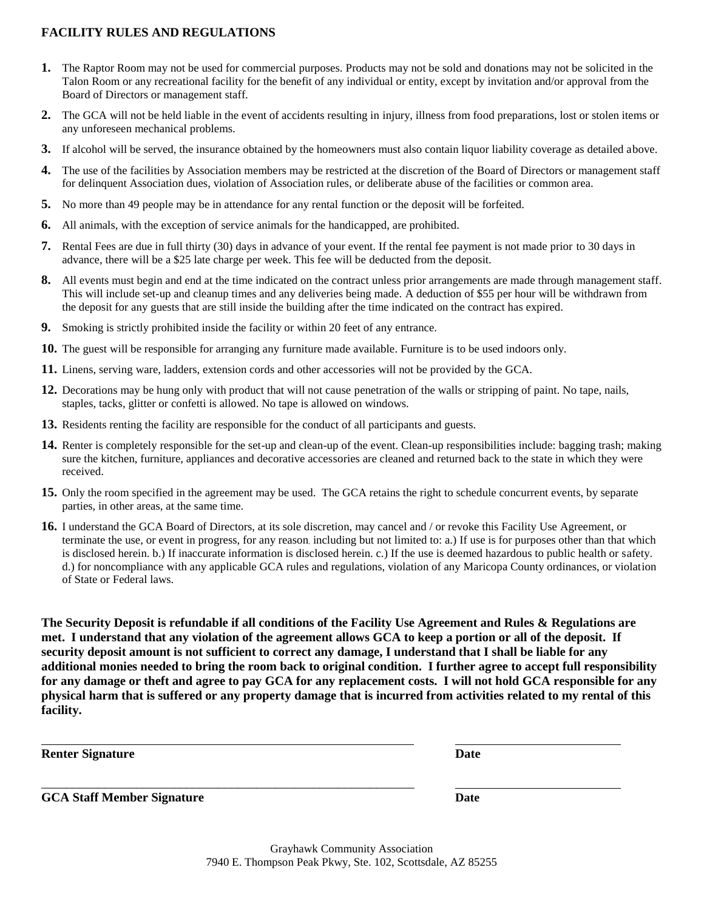## FACILITY RULES AND REGULATIONS

1. The Raptor Room may not be used for commercial purposes. Products may not be sold and donations may not be solicited in the Talon Room or any recreational facility for the benefit of any individual or entity, except by invitation and/or approval from the Board of Directors or management staff.
2. The GCA will not be held liable in the event of accidents resulting in injury, illness from food preparations, lost or stolen items or any unforeseen mechanical problems.
3. If alcohol will be served, the insurance obtained by the homeowners must also contain liquor liability coverage as detailed above.
4. The use of the facilities by Association members may be restricted at the discretion of the Board of Directors or management staff for delinquent Association dues, violation of Association rules, or deliberate abuse of the facilities or common area.
5. No more than 49 people may be in attendance for any rental function or the deposit will be forfeited.
6. All animals, with the exception of service animals for the handicapped, are prohibited.
7. Rental Fees are due in full thirty (30) days in advance of your event. If the rental fee payment is not made prior to 30 days in advance, there will be a $25 late charge per week. This fee will be deducted from the deposit.
8. All events must begin and end at the time indicated on the contract unless prior arrangements are made through management staff. This will include set-up and cleanup times and any deliveries being made. A deduction of $55 per hour will be withdrawn from the deposit for any guests that are still inside the building after the time indicated on the contract has expired.
9. Smoking is strictly prohibited inside the facility or within 20 feet of any entrance.
10. The guest will be responsible for arranging any furniture made available. Furniture is to be used indoors only.
11. Linens, serving ware, ladders, extension cords and other accessories will not be provided by the GCA.
12. Decorations may be hung only with product that will not cause penetration of the walls or stripping of paint. No tape, nails, staples, tacks, glitter or confetti is allowed. No tape is allowed on windows.
13. Residents renting the facility are responsible for the conduct of all participants and guests.
14. Renter is completely responsible for the set-up and clean-up of the event. Clean-up responsibilities include: bagging trash; making sure the kitchen, furniture, appliances and decorative accessories are cleaned and returned back to the state in which they were received.
15. Only the room specified in the agreement may be used. The GCA retains the right to schedule concurrent events, by separate parties, in other areas, at the same time.
16. I understand the GCA Board of Directors, at its sole discretion, may cancel and / or revoke this Facility Use Agreement, or terminate the use, or event in progress, for any reason, including but not limited to: a.) If use is for purposes other than that which is disclosed herein. b.) If inaccurate information is disclosed herein. c.) If the use is deemed hazardous to public health or safety. d.) for noncompliance with any applicable GCA rules and regulations, violation of any Maricopa County ordinances, or violation of State or Federal laws.

**The Security Deposit is refundable if all conditions of the Facility Use Agreement and Rules & Regulations are met. I understand that any violation of the agreement allows GCA to keep a portion or all of the deposit. If security deposit amount is not sufficient to correct any damage, I understand that I shall be liable for any additional monies needed to bring the room back to original condition. I further agree to accept full responsibility for any damage or theft and agree to pay GCA for any replacement costs. I will not hold GCA responsible for any physical harm that is suffered or any property damage that is incurred from activities related to my rental of this facility.**

______________________________ ______________________________

**Renter Signature** **Date**

______________________________ ______________________________

**GCA Staff Member Signature** **Date**

Grayhawk Community Association
7940 E. Thompson Peak Pkwy, Ste. 102, Scottsdale, AZ 85255